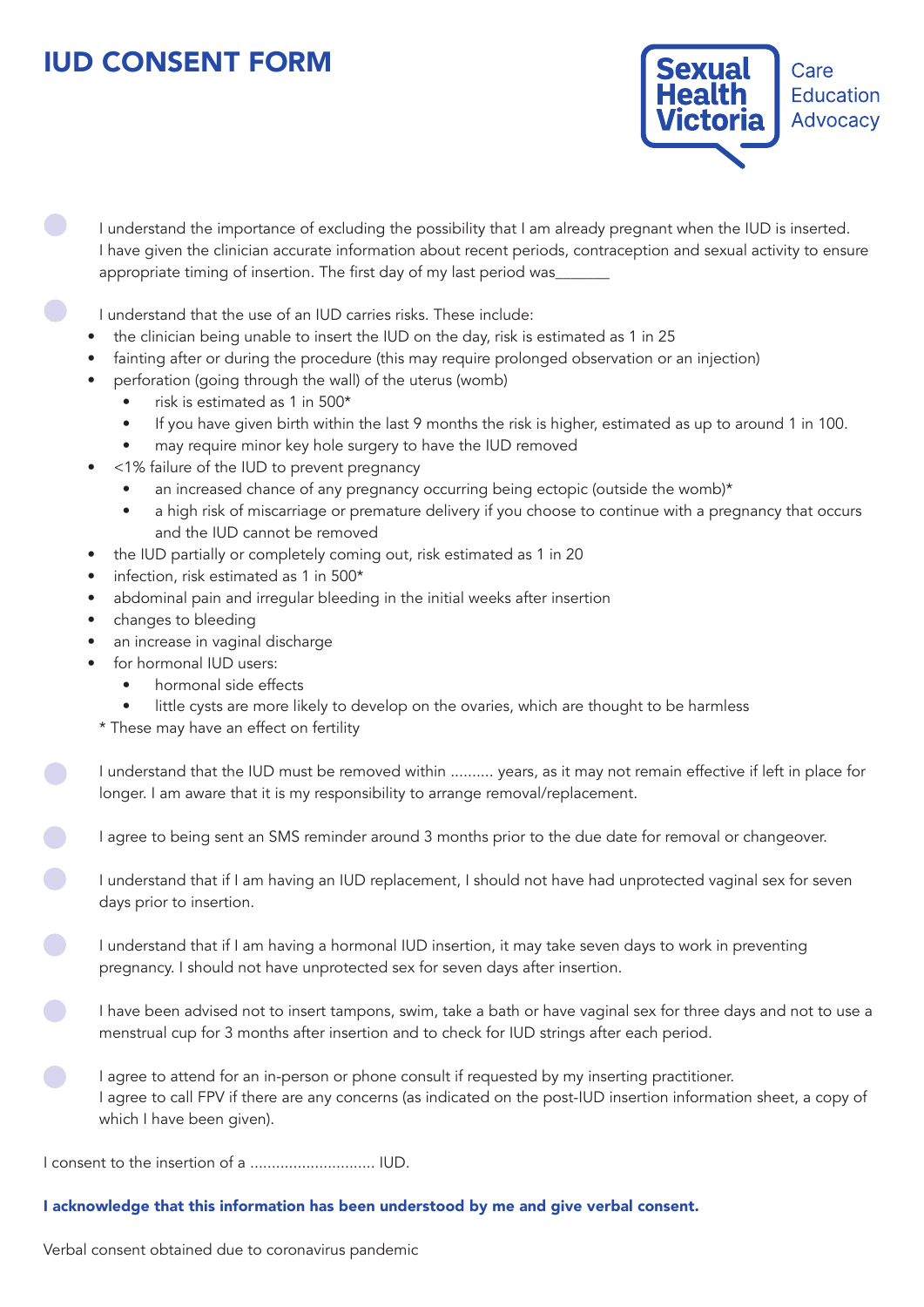# IUD CONSENT FORM

Sexual Health Victoria

Care
Education
Advocacy

- [ ] I understand the importance of excluding the possibility that I am already pregnant when the IUD is inserted. I have given the clinician accurate information about recent periods, contraception and sexual activity to ensure appropriate timing of insertion. The first day of my last period was_______

- [ ] I understand that the use of an IUD carries risks. These include:
  - the clinician being unable to insert the IUD on the day, risk is estimated as 1 in 25
  - fainting after or during the procedure (this may require prolonged observation or an injection)
  - perforation (going through the wall) of the uterus (womb)
    - risk is estimated as 1 in 500*
    - If you have given birth within the last 9 months the risk is higher, estimated as up to around 1 in 100.
    - may require minor key hole surgery to have the IUD removed
  - <1% failure of the IUD to prevent pregnancy
    - an increased chance of any pregnancy occurring being ectopic (outside the womb)*
    - a high risk of miscarriage or premature delivery if you choose to continue with a pregnancy that occurs and the IUD cannot be removed
  - the IUD partially or completely coming out, risk estimated as 1 in 20
  - infection, risk estimated as 1 in 500*
  - abdominal pain and irregular bleeding in the initial weeks after insertion
  - changes to bleeding
  - an increase in vaginal discharge
  - for hormonal IUD users:
    - hormonal side effects
    - little cysts are more likely to develop on the ovaries, which are thought to be harmless

  * These may have an effect on fertility

- [ ] I understand that the IUD must be removed within .......... years, as it may not remain effective if left in place for longer. I am aware that it is my responsibility to arrange removal/replacement.

- [ ] I agree to being sent an SMS reminder around 3 months prior to the due date for removal or changeover.

- [ ] I understand that if I am having an IUD replacement, I should not have had unprotected vaginal sex for seven days prior to insertion.

- [ ] I understand that if I am having a hormonal IUD insertion, it may take seven days to work in preventing pregnancy. I should not have unprotected sex for seven days after insertion.

- [ ] I have been advised not to insert tampons, swim, take a bath or have vaginal sex for three days and not to use a menstrual cup for 3 months after insertion and to check for IUD strings after each period.

- [ ] I agree to attend for an in-person or phone consult if requested by my inserting practitioner. I agree to call FPV if there are any concerns (as indicated on the post-IUD insertion information sheet, a copy of which I have been given).

I consent to the insertion of a ............................ IUD.

**I acknowledge that this information has been understood by me and give verbal consent.**

Verbal consent obtained due to coronavirus pandemic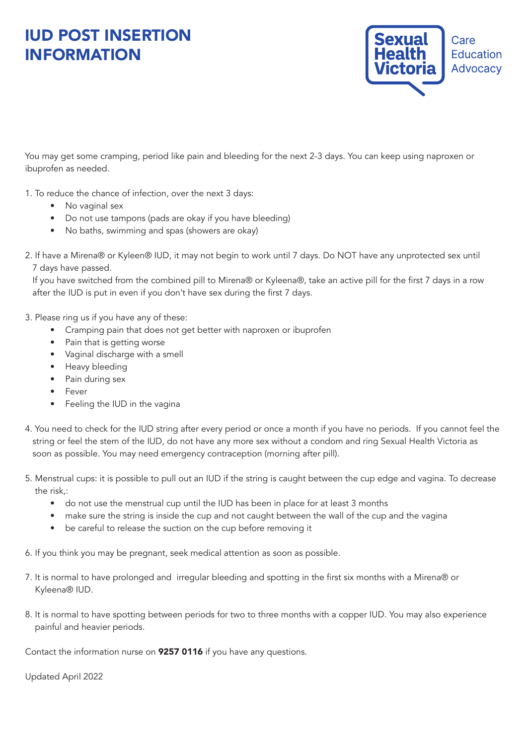# IUD POST INSERTION INFORMATION

Sexual Health Victoria

Care
Education
Advocacy

You may get some cramping, period like pain and bleeding for the next 2-3 days. You can keep using naproxen or ibuprofen as needed.

1. To reduce the chance of infection, over the next 3 days:
   - No vaginal sex
   - Do not use tampons (pads are okay if you have bleeding)
   - No baths, swimming and spas (showers are okay)

2. If have a Mirena® or Kyleen® IUD, it may not begin to work until 7 days. Do NOT have any unprotected sex until 7 days have passed.
   If you have switched from the combined pill to Mirena® or Kyleena®, take an active pill for the first 7 days in a row after the IUD is put in even if you don't have sex during the first 7 days.

3. Please ring us if you have any of these:
   - Cramping pain that does not get better with naproxen or ibuprofen
   - Pain that is getting worse
   - Vaginal discharge with a smell
   - Heavy bleeding
   - Pain during sex
   - Fever
   - Feeling the IUD in the vagina

4. You need to check for the IUD string after every period or once a month if you have no periods. If you cannot feel the string or feel the stem of the IUD, do not have any more sex without a condom and ring Sexual Health Victoria as soon as possible. You may need emergency contraception (morning after pill).

5. Menstrual cups: it is possible to pull out an IUD if the string is caught between the cup edge and vagina. To decrease the risk,:
   - do not use the menstrual cup until the IUD has been in place for at least 3 months
   - make sure the string is inside the cup and not caught between the wall of the cup and the vagina
   - be careful to release the suction on the cup before removing it

6. If you think you may be pregnant, seek medical attention as soon as possible.

7. It is normal to have prolonged and irregular bleeding and spotting in the first six months with a Mirena® or Kyleena® IUD.

8. It is normal to have spotting between periods for two to three months with a copper IUD. You may also experience painful and heavier periods.

Contact the information nurse on **9257 0116** if you have any questions.

Updated April 2022